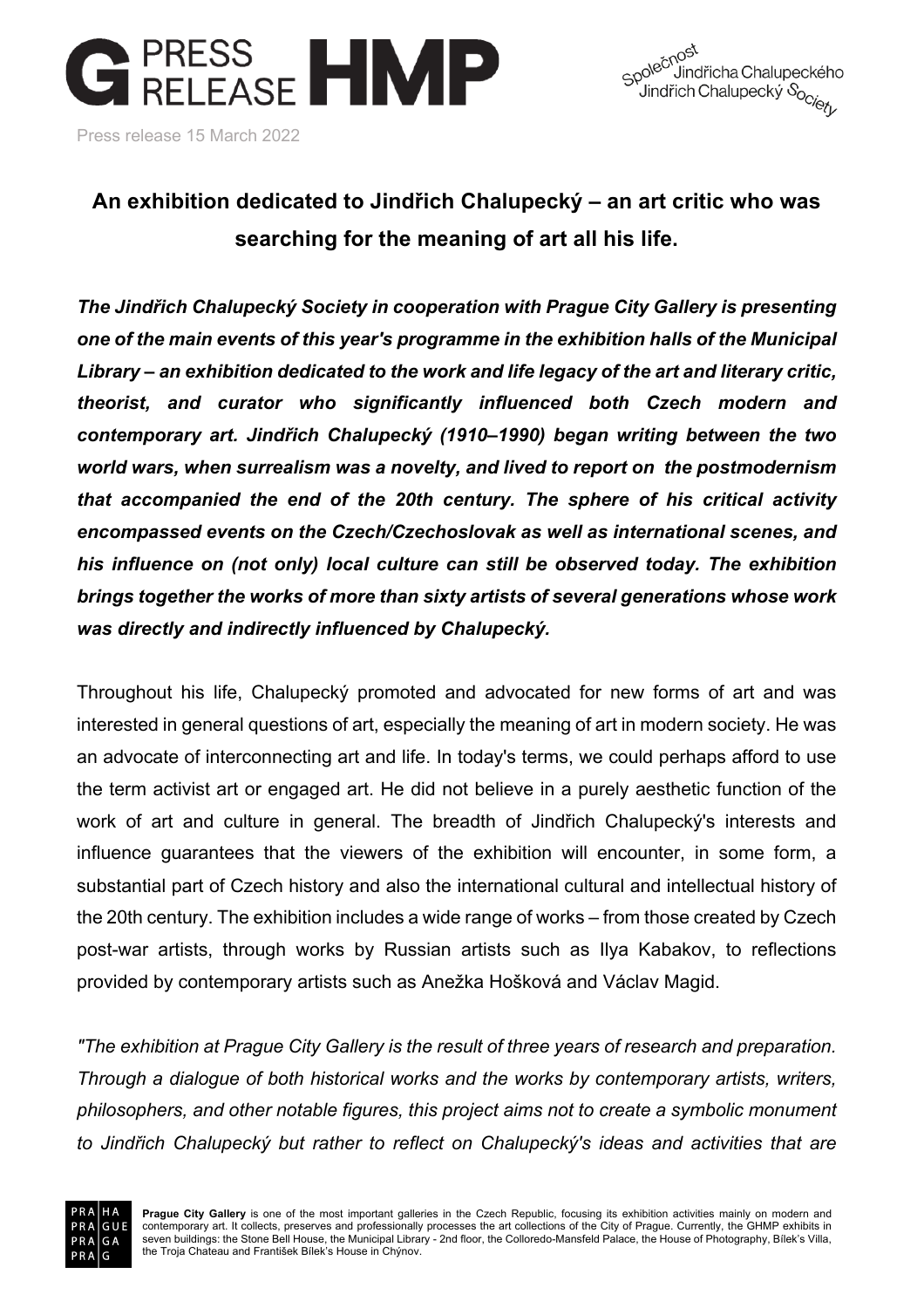Press release 15 March 2022

## An exhibition dedicated to Jindřich Chalupecký – an art critic who was searching for the meaning of art all his life.

***The Jindřich Chalupecký Society in cooperation with Prague City Gallery is presenting one of the main events of this year's programme in the exhibition halls of the Municipal Library – an exhibition dedicated to the work and life legacy of the art and literary critic, theorist, and curator who significantly influenced both Czech modern and contemporary art. Jindřich Chalupecký (1910–1990) began writing between the two world wars, when surrealism was a novelty, and lived to report on the postmodernism that accompanied the end of the 20th century. The sphere of his critical activity encompassed events on the Czech/Czechoslovak as well as international scenes, and his influence on (not only) local culture can still be observed today. The exhibition brings together the works of more than sixty artists of several generations whose work was directly and indirectly influenced by Chalupecký.***

Throughout his life, Chalupecký promoted and advocated for new forms of art and was interested in general questions of art, especially the meaning of art in modern society. He was an advocate of interconnecting art and life. In today's terms, we could perhaps afford to use the term activist art or engaged art. He did not believe in a purely aesthetic function of the work of art and culture in general. The breadth of Jindřich Chalupecký's interests and influence guarantees that the viewers of the exhibition will encounter, in some form, a substantial part of Czech history and also the international cultural and intellectual history of the 20th century. The exhibition includes a wide range of works – from those created by Czech post-war artists, through works by Russian artists such as Ilya Kabakov, to reflections provided by contemporary artists such as Anežka Hošková and Václav Magid.

*"The exhibition at Prague City Gallery is the result of three years of research and preparation. Through a dialogue of both historical works and the works by contemporary artists, writers, philosophers, and other notable figures, this project aims not to create a symbolic monument to Jindřich Chalupecký but rather to reflect on Chalupecký's ideas and activities that are*

**Prague City Gallery** is one of the most important galleries in the Czech Republic, focusing its exhibition activities mainly on modern and contemporary art. It collects, preserves and professionally processes the art collections of the City of Prague. Currently, the GHMP exhibits in seven buildings: the Stone Bell House, the Municipal Library - 2nd floor, the Colloredo-Mansfeld Palace, the House of Photography, Bílek's Villa, the Troja Chateau and František Bílek's House in Chýnov.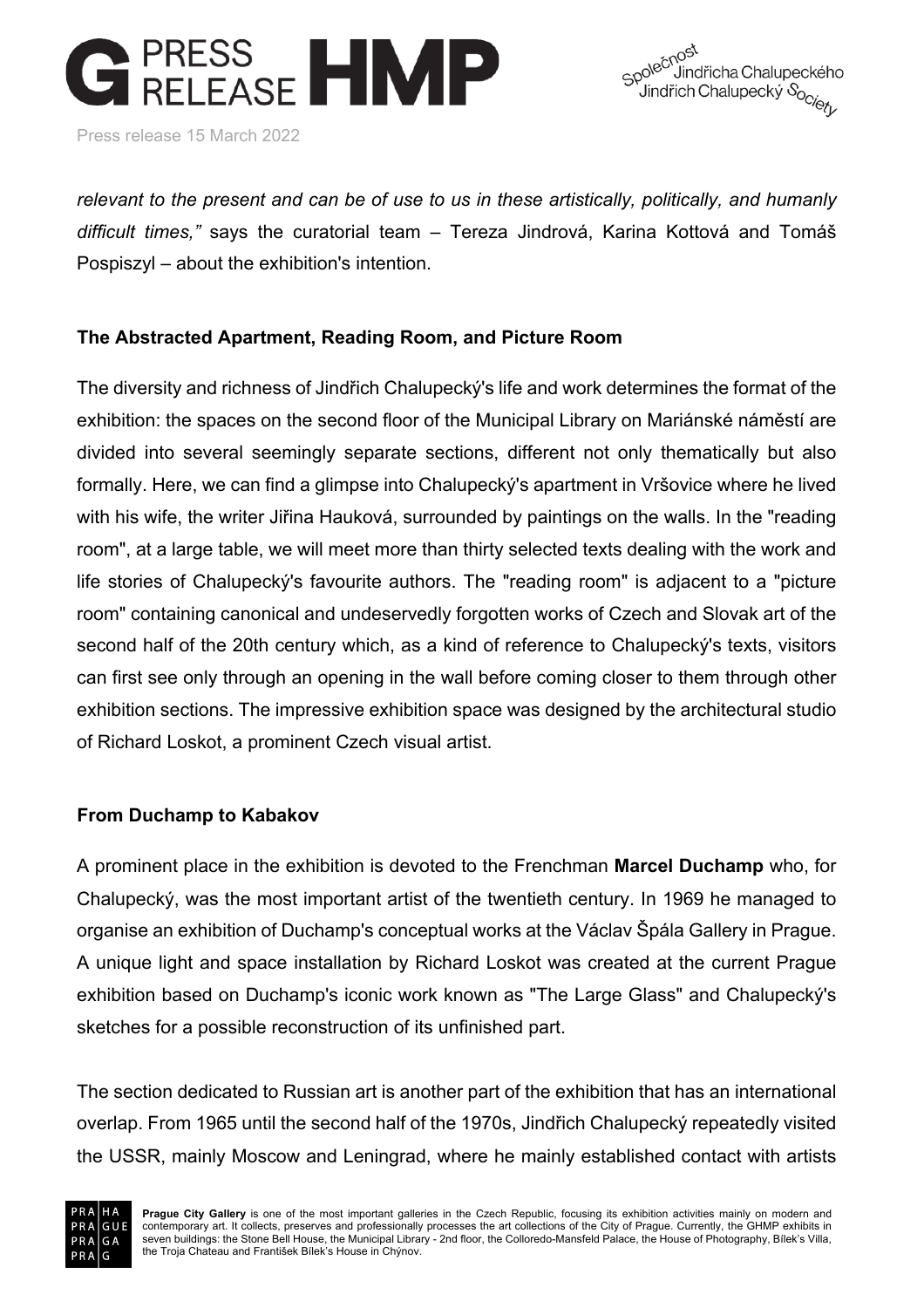*relevant to the present and can be of use to us in these artistically, politically, and humanly difficult times,"* says the curatorial team – Tereza Jindrová, Karina Kottová and Tomáš Pospiszyl – about the exhibition's intention.

### The Abstracted Apartment, Reading Room, and Picture Room

The diversity and richness of Jindřich Chalupecký's life and work determines the format of the exhibition: the spaces on the second floor of the Municipal Library on Mariánské náměstí are divided into several seemingly separate sections, different not only thematically but also formally. Here, we can find a glimpse into Chalupecký's apartment in Vršovice where he lived with his wife, the writer Jiřina Hauková, surrounded by paintings on the walls. In the "reading room", at a large table, we will meet more than thirty selected texts dealing with the work and life stories of Chalupecký's favourite authors. The "reading room" is adjacent to a "picture room" containing canonical and undeservedly forgotten works of Czech and Slovak art of the second half of the 20th century which, as a kind of reference to Chalupecký's texts, visitors can first see only through an opening in the wall before coming closer to them through other exhibition sections. The impressive exhibition space was designed by the architectural studio of Richard Loskot, a prominent Czech visual artist.

### From Duchamp to Kabakov

A prominent place in the exhibition is devoted to the Frenchman **Marcel Duchamp** who, for Chalupecký, was the most important artist of the twentieth century. In 1969 he managed to organise an exhibition of Duchamp's conceptual works at the Václav Špála Gallery in Prague. A unique light and space installation by Richard Loskot was created at the current Prague exhibition based on Duchamp's iconic work known as "The Large Glass" and Chalupecký's sketches for a possible reconstruction of its unfinished part.

The section dedicated to Russian art is another part of the exhibition that has an international overlap. From 1965 until the second half of the 1970s, Jindřich Chalupecký repeatedly visited the USSR, mainly Moscow and Leningrad, where he mainly established contact with artists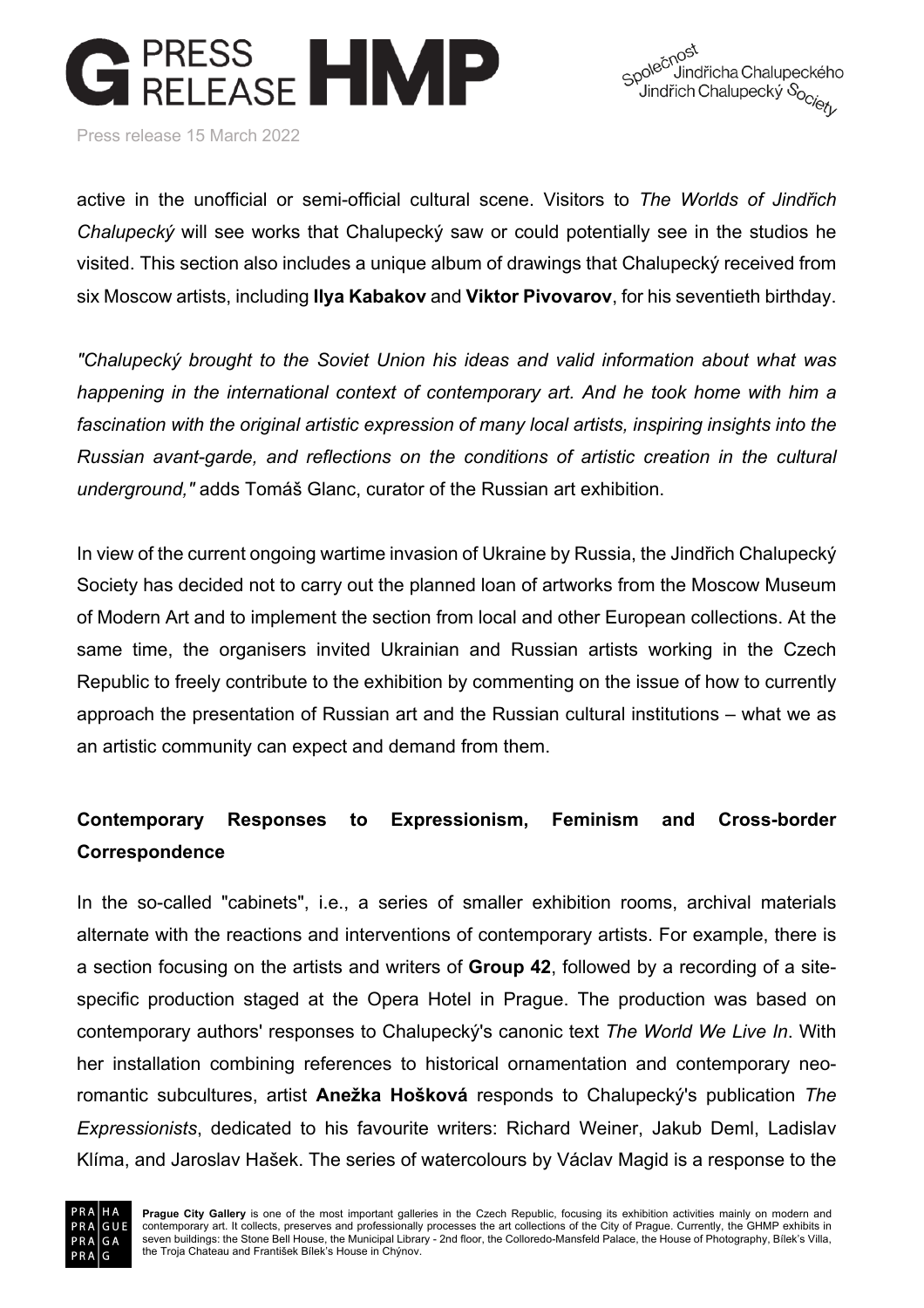active in the unofficial or semi-official cultural scene. Visitors to *The Worlds of Jindřich Chalupecký* will see works that Chalupecký saw or could potentially see in the studios he visited. This section also includes a unique album of drawings that Chalupecký received from six Moscow artists, including **Ilya Kabakov** and **Viktor Pivovarov**, for his seventieth birthday.

*"Chalupecký brought to the Soviet Union his ideas and valid information about what was happening in the international context of contemporary art. And he took home with him a fascination with the original artistic expression of many local artists, inspiring insights into the Russian avant-garde, and reflections on the conditions of artistic creation in the cultural underground,"* adds Tomáš Glanc, curator of the Russian art exhibition.

In view of the current ongoing wartime invasion of Ukraine by Russia, the Jindřich Chalupecký Society has decided not to carry out the planned loan of artworks from the Moscow Museum of Modern Art and to implement the section from local and other European collections. At the same time, the organisers invited Ukrainian and Russian artists working in the Czech Republic to freely contribute to the exhibition by commenting on the issue of how to currently approach the presentation of Russian art and the Russian cultural institutions – what we as an artistic community can expect and demand from them.

## Contemporary Responses to Expressionism, Feminism and Cross-border Correspondence

In the so-called "cabinets", i.e., a series of smaller exhibition rooms, archival materials alternate with the reactions and interventions of contemporary artists. For example, there is a section focusing on the artists and writers of **Group 42**, followed by a recording of a site-specific production staged at the Opera Hotel in Prague. The production was based on contemporary authors' responses to Chalupecký's canonic text *The World We Live In*. With her installation combining references to historical ornamentation and contemporary neo-romantic subcultures, artist **Anežka Hošková** responds to Chalupecký's publication *The Expressionists*, dedicated to his favourite writers: Richard Weiner, Jakub Deml, Ladislav Klíma, and Jaroslav Hašek. The series of watercolours by Václav Magid is a response to the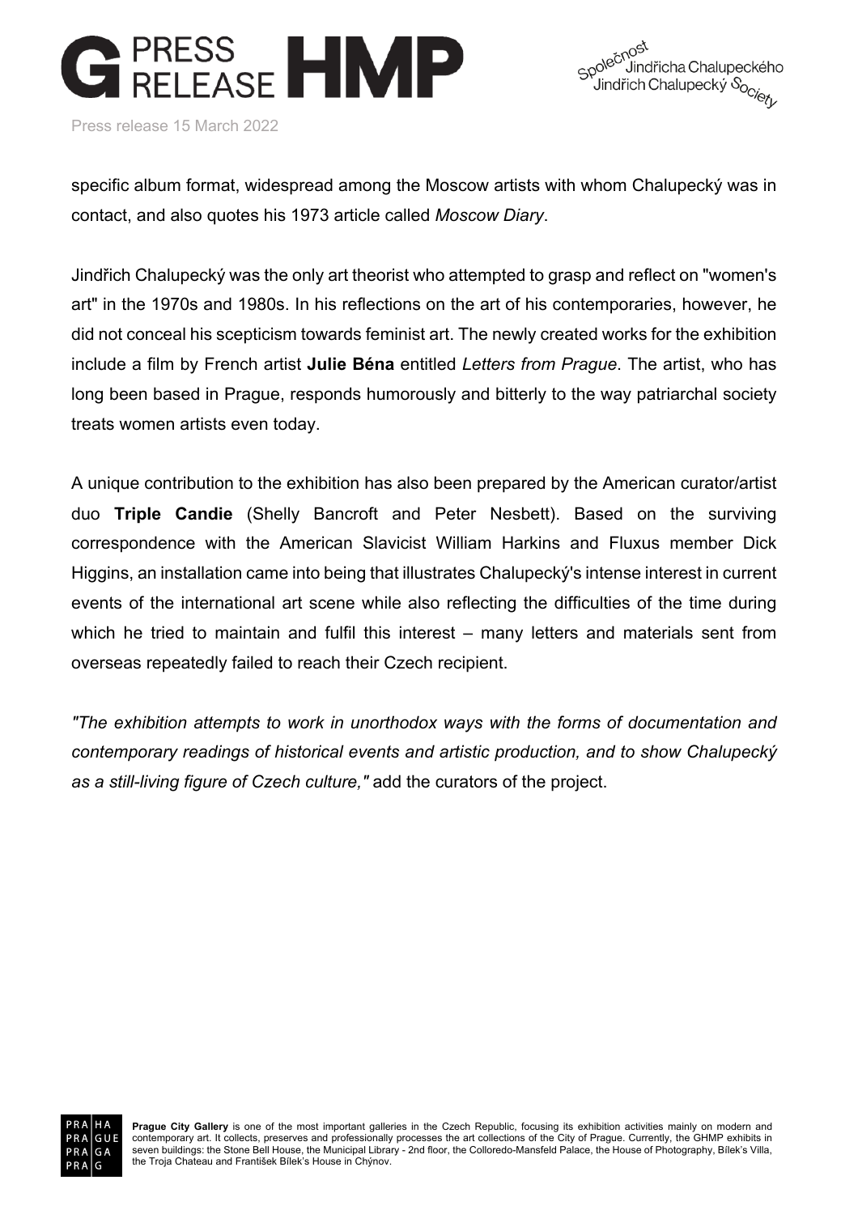specific album format, widespread among the Moscow artists with whom Chalupecký was in contact, and also quotes his 1973 article called *Moscow Diary*.

Jindřich Chalupecký was the only art theorist who attempted to grasp and reflect on "women's art" in the 1970s and 1980s. In his reflections on the art of his contemporaries, however, he did not conceal his scepticism towards feminist art. The newly created works for the exhibition include a film by French artist **Julie Béna** entitled *Letters from Prague*. The artist, who has long been based in Prague, responds humorously and bitterly to the way patriarchal society treats women artists even today.

A unique contribution to the exhibition has also been prepared by the American curator/artist duo **Triple Candie** (Shelly Bancroft and Peter Nesbett). Based on the surviving correspondence with the American Slavicist William Harkins and Fluxus member Dick Higgins, an installation came into being that illustrates Chalupecký's intense interest in current events of the international art scene while also reflecting the difficulties of the time during which he tried to maintain and fulfil this interest – many letters and materials sent from overseas repeatedly failed to reach their Czech recipient.

*"The exhibition attempts to work in unorthodox ways with the forms of documentation and contemporary readings of historical events and artistic production, and to show Chalupecký as a still-living figure of Czech culture,"* add the curators of the project.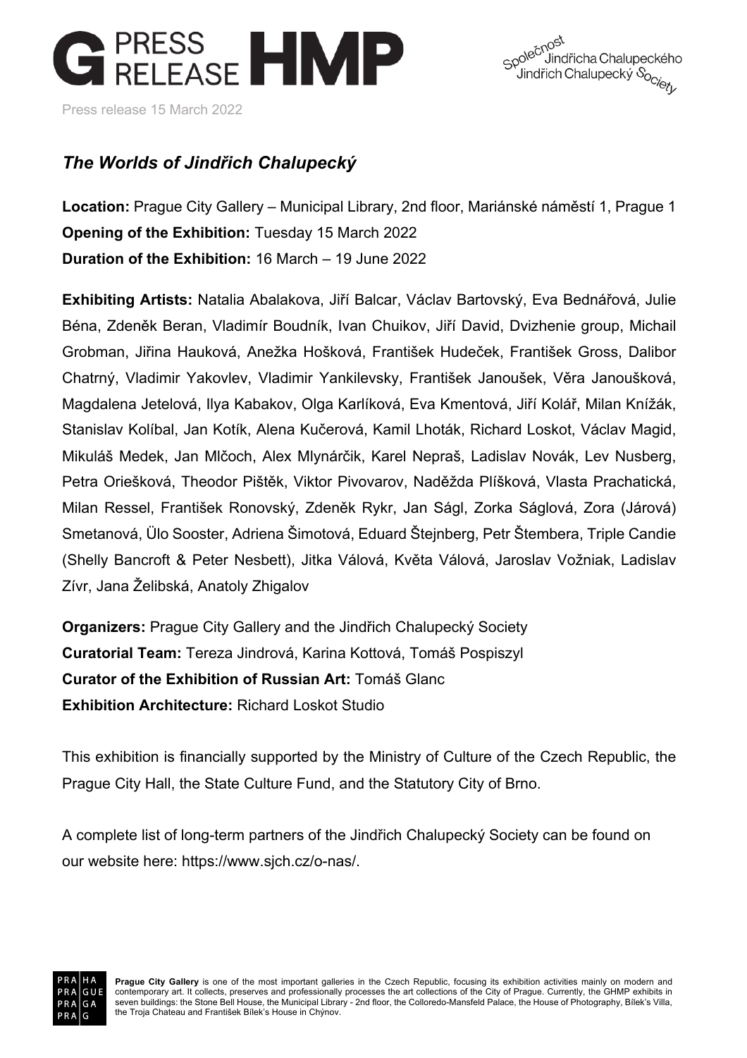# G PRESS RELEASE HMP

Společnost Jindřicha Chalupeckého
Jindřich Chalupecký Society

Press release 15 March 2022

## *The Worlds of Jindřich Chalupecký*

**Location:** Prague City Gallery – Municipal Library, 2nd floor, Mariánské náměstí 1, Prague 1
**Opening of the Exhibition:** Tuesday 15 March 2022
**Duration of the Exhibition:** 16 March – 19 June 2022

**Exhibiting Artists:** Natalia Abalakova, Jiří Balcar, Václav Bartovský, Eva Bednářová, Julie Béna, Zdeněk Beran, Vladimír Boudník, Ivan Chuikov, Jiří David, Dvizhenie group, Michail Grobman, Jiřina Hauková, Anežka Hošková, František Hudeček, František Gross, Dalibor Chatrný, Vladimir Yakovlev, Vladimir Yankilevsky, František Janoušek, Věra Janoušková, Magdalena Jetelová, Ilya Kabakov, Olga Karlíková, Eva Kmentová, Jiří Kolář, Milan Knížák, Stanislav Kolíbal, Jan Kotík, Alena Kučerová, Kamil Lhoták, Richard Loskot, Václav Magid, Mikuláš Medek, Jan Mlčoch, Alex Mlynárčik, Karel Nepraš, Ladislav Novák, Lev Nusberg, Petra Oriešková, Theodor Pištěk, Viktor Pivovarov, Naděžda Plíšková, Vlasta Prachatická, Milan Ressel, František Ronovský, Zdeněk Rykr, Jan Ságl, Zorka Ságlová, Zora (Járová) Smetanová, Ülo Sooster, Adriena Šimotová, Eduard Štejnberg, Petr Štembera, Triple Candie (Shelly Bancroft & Peter Nesbett), Jitka Válová, Květa Válová, Jaroslav Vožniak, Ladislav Zívr, Jana Želibská, Anatoly Zhigalov

**Organizers:** Prague City Gallery and the Jindřich Chalupecký Society
**Curatorial Team:** Tereza Jindrová, Karina Kottová, Tomáš Pospiszyl
**Curator of the Exhibition of Russian Art:** Tomáš Glanc
**Exhibition Architecture:** Richard Loskot Studio

This exhibition is financially supported by the Ministry of Culture of the Czech Republic, the Prague City Hall, the State Culture Fund, and the Statutory City of Brno.

A complete list of long-term partners of the Jindřich Chalupecký Society can be found on our website here: https://www.sjch.cz/o-nas/.

**Prague City Gallery** is one of the most important galleries in the Czech Republic, focusing its exhibition activities mainly on modern and contemporary art. It collects, preserves and professionally processes the art collections of the City of Prague. Currently, the GHMP exhibits in seven buildings: the Stone Bell House, the Municipal Library - 2nd floor, the Colloredo-Mansfeld Palace, the House of Photography, Bílek's Villa, the Troja Chateau and František Bílek's House in Chýnov.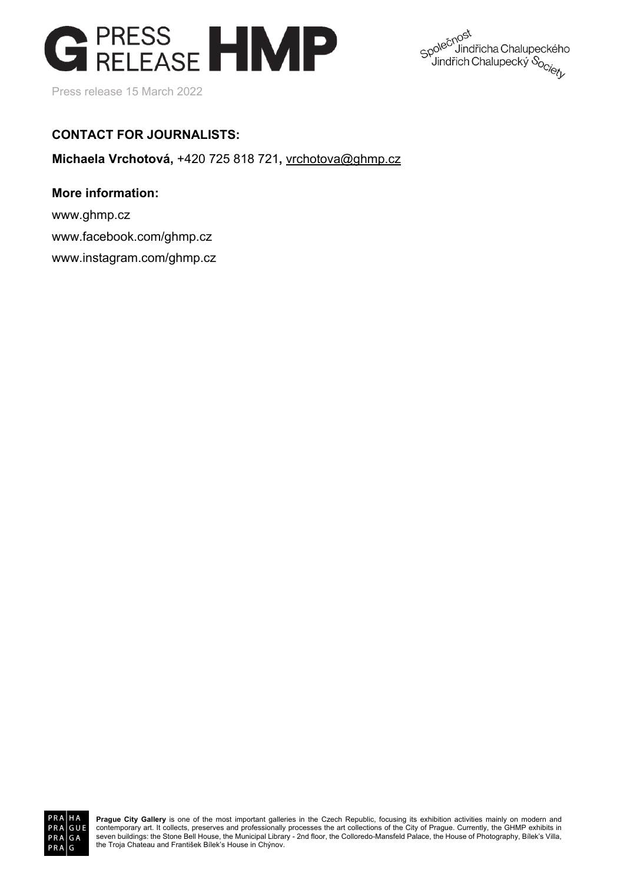Press release 15 March 2022

**CONTACT FOR JOURNALISTS:**

**Michaela Vrchotová,** +420 725 818 721**,** vrchotova@ghmp.cz

**More information:**

www.ghmp.cz

www.facebook.com/ghmp.cz

www.instagram.com/ghmp.cz

**Prague City Gallery** is one of the most important galleries in the Czech Republic, focusing its exhibition activities mainly on modern and contemporary art. It collects, preserves and professionally processes the art collections of the City of Prague. Currently, the GHMP exhibits in seven buildings: the Stone Bell House, the Municipal Library - 2nd floor, the Colloredo-Mansfeld Palace, the House of Photography, Bílek's Villa, the Troja Chateau and František Bílek's House in Chýnov.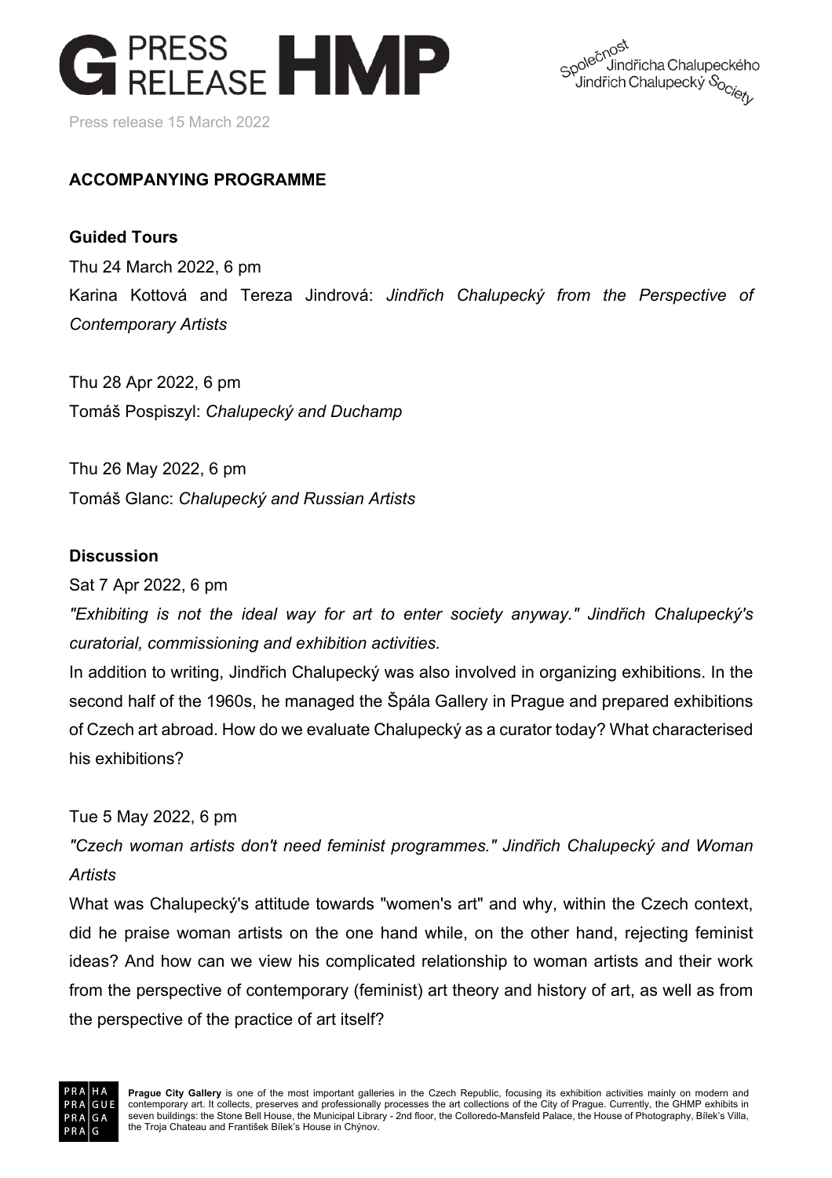## ACCOMPANYING PROGRAMME

### Guided Tours

Thu 24 March 2022, 6 pm

Karina Kottová and Tereza Jindrová: *Jindřich Chalupecký from the Perspective of Contemporary Artists*

Thu 28 Apr 2022, 6 pm

Tomáš Pospiszyl: *Chalupecký and Duchamp*

Thu 26 May 2022, 6 pm

Tomáš Glanc: *Chalupecký and Russian Artists*

### Discussion

Sat 7 Apr 2022, 6 pm

*"Exhibiting is not the ideal way for art to enter society anyway." Jindřich Chalupecký's curatorial, commissioning and exhibition activities.*

In addition to writing, Jindřich Chalupecký was also involved in organizing exhibitions. In the second half of the 1960s, he managed the Špála Gallery in Prague and prepared exhibitions of Czech art abroad. How do we evaluate Chalupecký as a curator today? What characterised his exhibitions?

Tue 5 May 2022, 6 pm

*"Czech woman artists don't need feminist programmes." Jindřich Chalupecký and Woman Artists*

What was Chalupecký's attitude towards "women's art" and why, within the Czech context, did he praise woman artists on the one hand while, on the other hand, rejecting feminist ideas? And how can we view his complicated relationship to woman artists and their work from the perspective of contemporary (feminist) art theory and history of art, as well as from the perspective of the practice of art itself?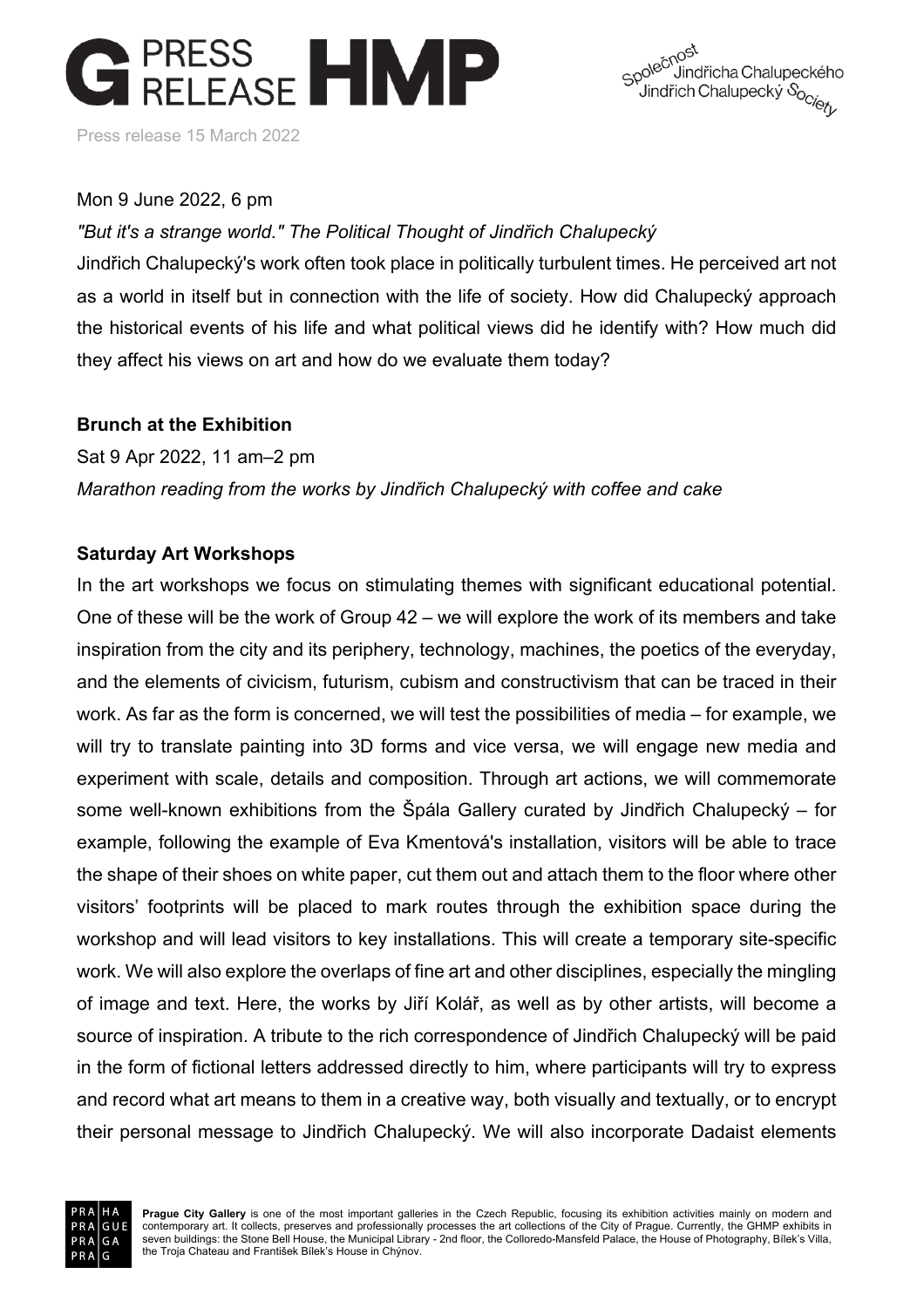Mon 9 June 2022, 6 pm

*"But it's a strange world." The Political Thought of Jindřich Chalupecký*

Jindřich Chalupecký's work often took place in politically turbulent times. He perceived art not as a world in itself but in connection with the life of society. How did Chalupecký approach the historical events of his life and what political views did he identify with? How much did they affect his views on art and how do we evaluate them today?

**Brunch at the Exhibition**

Sat 9 Apr 2022, 11 am–2 pm

*Marathon reading from the works by Jindřich Chalupecký with coffee and cake*

**Saturday Art Workshops**

In the art workshops we focus on stimulating themes with significant educational potential. One of these will be the work of Group 42 – we will explore the work of its members and take inspiration from the city and its periphery, technology, machines, the poetics of the everyday, and the elements of civicism, futurism, cubism and constructivism that can be traced in their work. As far as the form is concerned, we will test the possibilities of media – for example, we will try to translate painting into 3D forms and vice versa, we will engage new media and experiment with scale, details and composition. Through art actions, we will commemorate some well-known exhibitions from the Špála Gallery curated by Jindřich Chalupecký – for example, following the example of Eva Kmentová's installation, visitors will be able to trace the shape of their shoes on white paper, cut them out and attach them to the floor where other visitors' footprints will be placed to mark routes through the exhibition space during the workshop and will lead visitors to key installations. This will create a temporary site-specific work. We will also explore the overlaps of fine art and other disciplines, especially the mingling of image and text. Here, the works by Jiří Kolář, as well as by other artists, will become a source of inspiration. A tribute to the rich correspondence of Jindřich Chalupecký will be paid in the form of fictional letters addressed directly to him, where participants will try to express and record what art means to them in a creative way, both visually and textually, or to encrypt their personal message to Jindřich Chalupecký. We will also incorporate Dadaist elements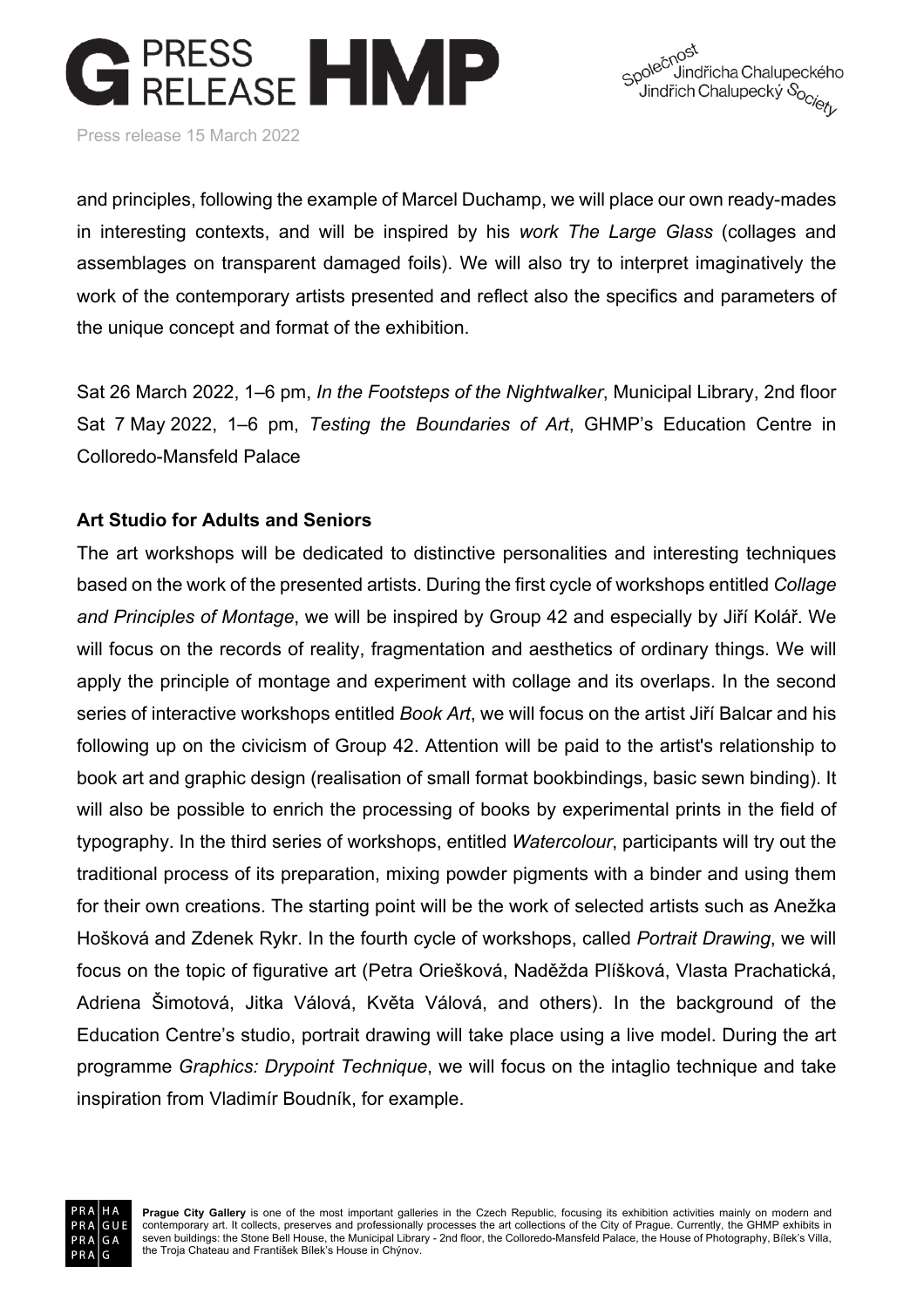and principles, following the example of Marcel Duchamp, we will place our own ready-mades in interesting contexts, and will be inspired by his *work The Large Glass* (collages and assemblages on transparent damaged foils). We will also try to interpret imaginatively the work of the contemporary artists presented and reflect also the specifics and parameters of the unique concept and format of the exhibition.

Sat 26 March 2022, 1–6 pm, *In the Footsteps of the Nightwalker*, Municipal Library, 2nd floor
Sat 7 May 2022, 1–6 pm, *Testing the Boundaries of Art*, GHMP's Education Centre in Colloredo-Mansfeld Palace

**Art Studio for Adults and Seniors**

The art workshops will be dedicated to distinctive personalities and interesting techniques based on the work of the presented artists. During the first cycle of workshops entitled *Collage and Principles of Montage*, we will be inspired by Group 42 and especially by Jiří Kolář. We will focus on the records of reality, fragmentation and aesthetics of ordinary things. We will apply the principle of montage and experiment with collage and its overlaps. In the second series of interactive workshops entitled *Book Art*, we will focus on the artist Jiří Balcar and his following up on the civicism of Group 42. Attention will be paid to the artist's relationship to book art and graphic design (realisation of small format bookbindings, basic sewn binding). It will also be possible to enrich the processing of books by experimental prints in the field of typography. In the third series of workshops, entitled *Watercolour*, participants will try out the traditional process of its preparation, mixing powder pigments with a binder and using them for their own creations. The starting point will be the work of selected artists such as Anežka Hošková and Zdenek Rykr. In the fourth cycle of workshops, called *Portrait Drawing*, we will focus on the topic of figurative art (Petra Oriešková, Naděžda Plíšková, Vlasta Prachatická, Adriena Šimotová, Jitka Válová, Květa Válová, and others). In the background of the Education Centre's studio, portrait drawing will take place using a live model. During the art programme *Graphics: Drypoint Technique*, we will focus on the intaglio technique and take inspiration from Vladimír Boudník, for example.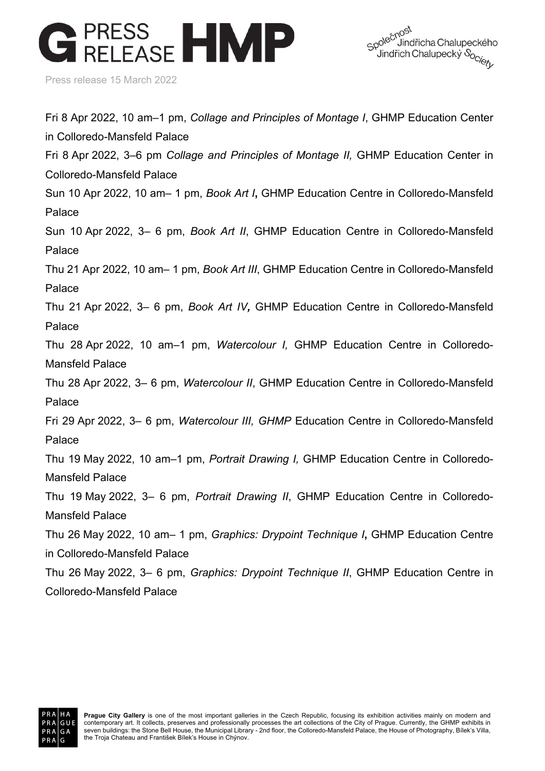Fri 8 Apr 2022, 10 am–1 pm, *Collage and Principles of Montage I*, GHMP Education Center in Colloredo-Mansfeld Palace

Fri 8 Apr 2022, 3–6 pm *Collage and Principles of Montage II,* GHMP Education Center in Colloredo-Mansfeld Palace

Sun 10 Apr 2022, 10 am– 1 pm, *Book Art I***,** GHMP Education Centre in Colloredo-Mansfeld Palace

Sun 10 Apr 2022, 3– 6 pm, *Book Art II*, GHMP Education Centre in Colloredo-Mansfeld Palace

Thu 21 Apr 2022, 10 am– 1 pm, *Book Art III*, GHMP Education Centre in Colloredo-Mansfeld Palace

Thu 21 Apr 2022, 3– 6 pm, *Book Art IV***,** GHMP Education Centre in Colloredo-Mansfeld Palace

Thu 28 Apr 2022, 10 am–1 pm, *Watercolour I,* GHMP Education Centre in Colloredo-Mansfeld Palace

Thu 28 Apr 2022, 3– 6 pm, *Watercolour II*, GHMP Education Centre in Colloredo-Mansfeld Palace

Fri 29 Apr 2022, 3– 6 pm, *Watercolour III, GHMP* Education Centre in Colloredo-Mansfeld Palace

Thu 19 May 2022, 10 am–1 pm, *Portrait Drawing I,* GHMP Education Centre in Colloredo-Mansfeld Palace

Thu 19 May 2022, 3– 6 pm, *Portrait Drawing II*, GHMP Education Centre in Colloredo-Mansfeld Palace

Thu 26 May 2022, 10 am– 1 pm, *Graphics: Drypoint Technique I***,** GHMP Education Centre in Colloredo-Mansfeld Palace

Thu 26 May 2022, 3– 6 pm, *Graphics: Drypoint Technique II*, GHMP Education Centre in Colloredo-Mansfeld Palace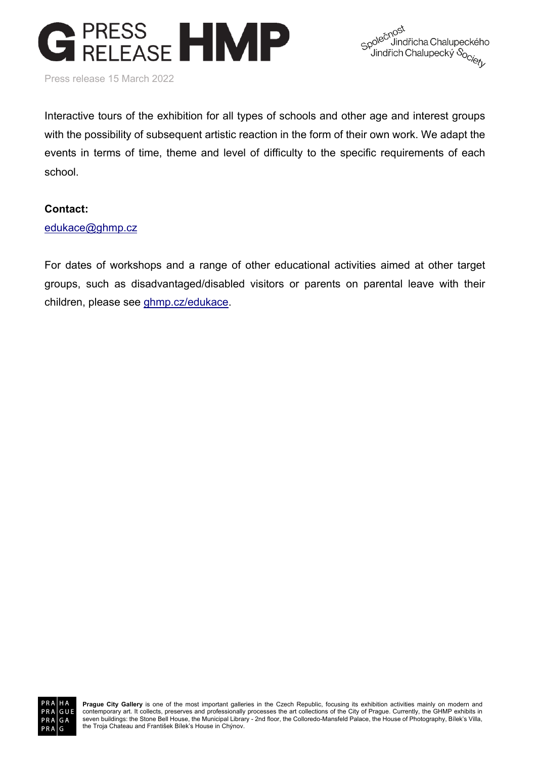Interactive tours of the exhibition for all types of schools and other age and interest groups with the possibility of subsequent artistic reaction in the form of their own work. We adapt the events in terms of time, theme and level of difficulty to the specific requirements of each school.

**Contact:**

edukace@ghmp.cz

For dates of workshops and a range of other educational activities aimed at other target groups, such as disadvantaged/disabled visitors or parents on parental leave with their children, please see ghmp.cz/edukace.